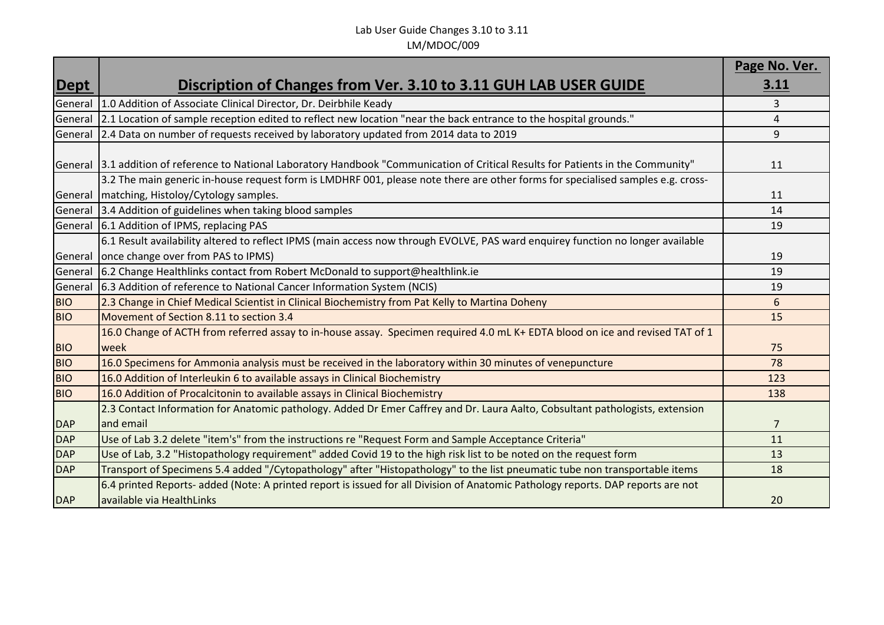Lab User Guide Changes 3.10 to 3.11
LM/MDOC/009

| Dept | Discription of Changes from Ver. 3.10 to 3.11 GUH LAB USER GUIDE | Page No. Ver. 3.11 |
| --- | --- | --- |
| General | 1.0 Addition of Associate Clinical Director, Dr. Deirbhile Keady | 3 |
| General | 2.1 Location of sample reception edited to reflect new location "near the back entrance to the hospital grounds." | 4 |
| General | 2.4 Data on number of requests received by laboratory updated from 2014 data to 2019 | 9 |
| General | 3.1 addition of reference to National Laboratory Handbook "Communication of Critical Results for Patients in the Community" | 11 |
| General | 3.2 The main generic in-house request form is LMDHRF 001, please note there are other forms for specialised samples e.g. cross-matching, Histoloy/Cytology samples. | 11 |
| General | 3.4 Addition of guidelines when taking blood samples | 14 |
| General | 6.1 Addition of IPMS, replacing PAS | 19 |
| General | 6.1 Result availability altered to reflect IPMS (main access now through EVOLVE, PAS ward enquirey function no longer available once change over from PAS to IPMS) | 19 |
| General | 6.2 Change Healthlinks contact from Robert McDonald to support@healthlink.ie | 19 |
| General | 6.3 Addition of reference to National Cancer Information System (NCIS) | 19 |
| BIO | 2.3 Change in Chief Medical Scientist in Clinical Biochemistry from Pat Kelly to Martina Doheny | 6 |
| BIO | Movement of Section 8.11 to section 3.4 | 15 |
| BIO | 16.0 Change of ACTH from referred assay to in-house assay. Specimen required 4.0 mL K+ EDTA blood on ice and revised TAT of 1 week | 75 |
| BIO | 16.0 Specimens for Ammonia analysis must be received in the laboratory within 30 minutes of venepuncture | 78 |
| BIO | 16.0 Addition of Interleukin 6 to available assays in Clinical Biochemistry | 123 |
| BIO | 16.0 Addition of Procalcitonin to available assays in Clinical Biochemistry | 138 |
| DAP | 2.3 Contact Information for Anatomic pathology. Added Dr Emer Caffrey and Dr. Laura Aalto, Cobsultant pathologists, extension and email | 7 |
| DAP | Use of Lab 3.2 delete "item's" from the instructions re "Request Form and Sample Acceptance Criteria" | 11 |
| DAP | Use of Lab, 3.2 "Histopathology requirement" added Covid 19 to the high risk list to be noted on the request form | 13 |
| DAP | Transport of Specimens 5.4 added "/Cytopathology" after "Histopathology" to the list pneumatic tube non transportable items | 18 |
| DAP | 6.4 printed Reports- added (Note: A printed report is issued for all Division of Anatomic Pathology reports. DAP reports are not available via HealthLinks | 20 |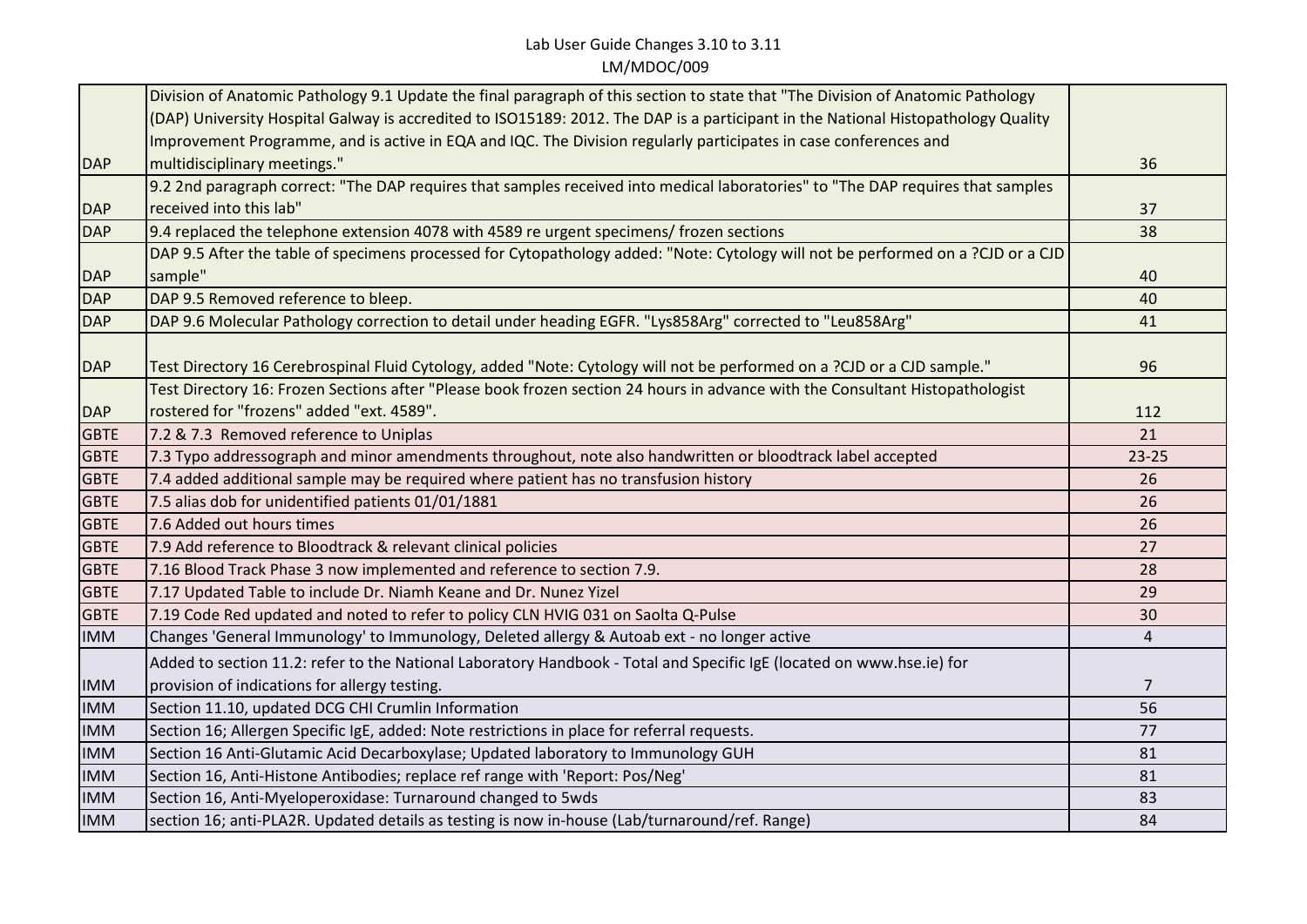Lab User Guide Changes 3.10 to 3.11
LM/MDOC/009

| | | |
|---|---|---|
| DAP | Division of Anatomic Pathology 9.1 Update the final paragraph of this section to state that "The Division of Anatomic Pathology (DAP) University Hospital Galway is accredited to ISO15189: 2012. The DAP is a participant in the National Histopathology Quality Improvement Programme, and is active in EQA and IQC. The Division regularly participates in case conferences and multidisciplinary meetings." | 36 |
| DAP | 9.2 2nd paragraph correct: "The DAP requires that samples received into medical laboratories" to "The DAP requires that samples received into this lab" | 37 |
| DAP | 9.4 replaced the telephone extension 4078 with 4589 re urgent specimens/ frozen sections | 38 |
| DAP | DAP 9.5 After the table of specimens processed for Cytopathology added: "Note: Cytology will not be performed on a ?CJD or a CJD sample" | 40 |
| DAP | DAP 9.5 Removed reference to bleep. | 40 |
| DAP | DAP 9.6 Molecular Pathology correction to detail under heading EGFR. "Lys858Arg" corrected to "Leu858Arg" | 41 |
| DAP | Test Directory 16 Cerebrospinal Fluid Cytology, added "Note: Cytology will not be performed on a ?CJD or a CJD sample." | 96 |
| DAP | Test Directory 16: Frozen Sections after "Please book frozen section 24 hours in advance with the Consultant Histopathologist rostered for "frozens" added "ext. 4589". | 112 |
| GBTE | 7.2 & 7.3 Removed reference to Uniplas | 21 |
| GBTE | 7.3 Typo addressograph and minor amendments throughout, note also handwritten or bloodtrack label accepted | 23-25 |
| GBTE | 7.4 added additional sample may be required where patient has no transfusion history | 26 |
| GBTE | 7.5 alias dob for unidentified patients 01/01/1881 | 26 |
| GBTE | 7.6 Added out hours times | 26 |
| GBTE | 7.9 Add reference to Bloodtrack & relevant clinical policies | 27 |
| GBTE | 7.16 Blood Track Phase 3 now implemented and reference to section 7.9. | 28 |
| GBTE | 7.17 Updated Table to include Dr. Niamh Keane and Dr. Nunez Yizel | 29 |
| GBTE | 7.19 Code Red updated and noted to refer to policy CLN HVIG 031 on Saolta Q-Pulse | 30 |
| IMM | Changes 'General Immunology' to Immunology, Deleted allergy & Autoab ext - no longer active | 4 |
| IMM | Added to section 11.2: refer to the National Laboratory Handbook - Total and Specific IgE (located on www.hse.ie) for provision of indications for allergy testing. | 7 |
| IMM | Section 11.10, updated DCG CHI Crumlin Information | 56 |
| IMM | Section 16; Allergen Specific IgE, added: Note restrictions in place for referral requests. | 77 |
| IMM | Section 16 Anti-Glutamic Acid Decarboxylase; Updated laboratory to Immunology GUH | 81 |
| IMM | Section 16, Anti-Histone Antibodies; replace ref range with 'Report: Pos/Neg' | 81 |
| IMM | Section 16, Anti-Myeloperoxidase: Turnaround changed to 5wds | 83 |
| IMM | section 16; anti-PLA2R. Updated details as testing is now in-house (Lab/turnaround/ref. Range) | 84 |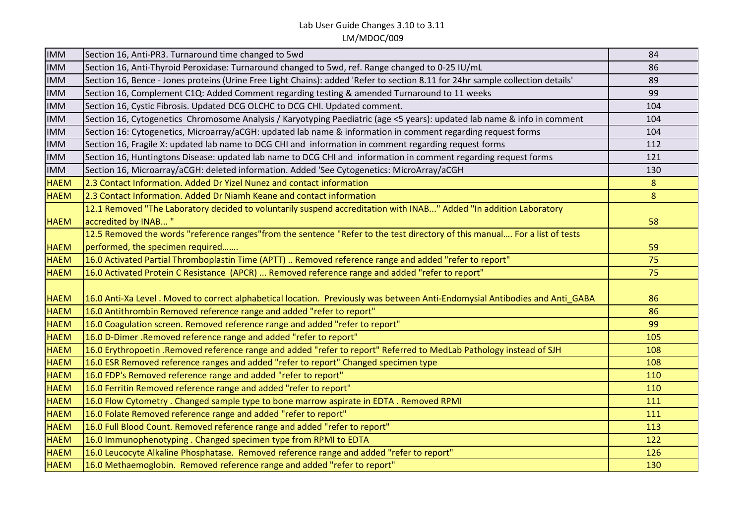Lab User Guide Changes 3.10 to 3.11
LM/MDOC/009

| | | |
|---|---|---|
| IMM | Section 16, Anti-PR3. Turnaround time changed to 5wd | 84 |
| IMM | Section 16, Anti-Thyroid Peroxidase: Turnaround changed to 5wd, ref. Range changed to 0-25 IU/mL | 86 |
| IMM | Section 16, Bence - Jones proteins (Urine Free Light Chains): added 'Refer to section 8.11 for 24hr sample collection details' | 89 |
| IMM | Section 16, Complement C1Q: Added Comment regarding testing & amended Turnaround to 11 weeks | 99 |
| IMM | Section 16, Cystic Fibrosis. Updated DCG OLCHC to DCG CHI. Updated comment. | 104 |
| IMM | Section 16, Cytogenetics Chromosome Analysis / Karyotyping Paediatric (age <5 years): updated lab name & info in comment | 104 |
| IMM | Section 16: Cytogenetics, Microarray/aCGH: updated lab name & information in comment regarding request forms | 104 |
| IMM | Section 16, Fragile X: updated lab name to DCG CHI and information in comment regarding request forms | 112 |
| IMM | Section 16, Huntingtons Disease: updated lab name to DCG CHI and information in comment regarding request forms | 121 |
| IMM | Section 16, Microarray/aCGH: deleted information. Added 'See Cytogenetics: MicroArray/aCGH | 130 |
| HAEM | 2.3 Contact Information. Added Dr Yizel Nunez and contact information | 8 |
| HAEM | 2.3 Contact Information. Added Dr Niamh Keane and contact information | 8 |
| HAEM | 12.1 Removed "The Laboratory decided to voluntarily suspend accreditation with INAB..." Added "In addition Laboratory accredited by INAB... " | 58 |
| HAEM | 12.5 Removed the words "reference ranges"from the sentence "Refer to the test directory of this manual.... For a list of tests performed, the specimen required....... | 59 |
| HAEM | 16.0 Activated Partial Thromboplastin Time (APTT) .. Removed reference range and added "refer to report" | 75 |
| HAEM | 16.0 Activated Protein C Resistance (APCR) ... Removed reference range and added "refer to report" | 75 |
| HAEM | 16.0 Anti-Xa Level . Moved to correct alphabetical location. Previously was between Anti-Endomysial Antibodies and Anti_GABA | 86 |
| HAEM | 16.0 Antithrombin Removed reference range and added "refer to report" | 86 |
| HAEM | 16.0 Coagulation screen. Removed reference range and added "refer to report" | 99 |
| HAEM | 16.0 D-Dimer .Removed reference range and added "refer to report" | 105 |
| HAEM | 16.0 Erythropoetin .Removed reference range and added "refer to report" Referred to MedLab Pathology instead of SJH | 108 |
| HAEM | 16.0 ESR Removed reference ranges and added "refer to report" Changed specimen type | 108 |
| HAEM | 16.0 FDP's Removed reference range and added "refer to report" | 110 |
| HAEM | 16.0 Ferritin Removed reference range and added "refer to report" | 110 |
| HAEM | 16.0 Flow Cytometry . Changed sample type to bone marrow aspirate in EDTA . Removed RPMI | 111 |
| HAEM | 16.0 Folate Removed reference range and added "refer to report" | 111 |
| HAEM | 16.0 Full Blood Count. Removed reference range and added "refer to report" | 113 |
| HAEM | 16.0 Immunophenotyping . Changed specimen type from RPMI to EDTA | 122 |
| HAEM | 16.0 Leucocyte Alkaline Phosphatase. Removed reference range and added "refer to report" | 126 |
| HAEM | 16.0 Methaemoglobin. Removed reference range and added "refer to report" | 130 |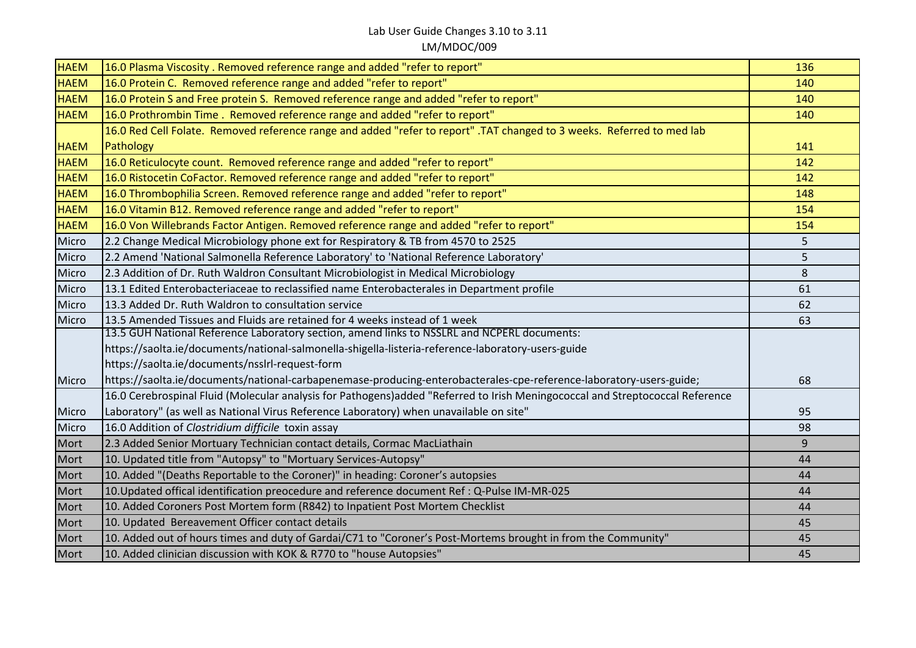Lab User Guide Changes 3.10 to 3.11
LM/MDOC/009

| | | |
|---|---|---|
| HAEM | 16.0 Plasma Viscosity . Removed reference range and added "refer to report" | 136 |
| HAEM | 16.0 Protein C. Removed reference range and added "refer to report" | 140 |
| HAEM | 16.0 Protein S and Free protein S. Removed reference range and added "refer to report" | 140 |
| HAEM | 16.0 Prothrombin Time . Removed reference range and added "refer to report" | 140 |
| HAEM | 16.0 Red Cell Folate. Removed reference range and added "refer to report" .TAT changed to 3 weeks. Referred to med lab Pathology | 141 |
| HAEM | 16.0 Reticulocyte count. Removed reference range and added "refer to report" | 142 |
| HAEM | 16.0 Ristocetin CoFactor. Removed reference range and added "refer to report" | 142 |
| HAEM | 16.0 Thrombophilia Screen. Removed reference range and added "refer to report" | 148 |
| HAEM | 16.0 Vitamin B12. Removed reference range and added "refer to report" | 154 |
| HAEM | 16.0 Von Willebrands Factor Antigen. Removed reference range and added "refer to report" | 154 |
| Micro | 2.2 Change Medical Microbiology phone ext for Respiratory & TB from 4570 to 2525 | 5 |
| Micro | 2.2 Amend 'National Salmonella Reference Laboratory' to 'National Reference Laboratory' | 5 |
| Micro | 2.3 Addition of Dr. Ruth Waldron Consultant Microbiologist in Medical Microbiology | 8 |
| Micro | 13.1 Edited Enterobacteriaceae to reclassified name Enterobacterales in Department profile | 61 |
| Micro | 13.3 Added Dr. Ruth Waldron to consultation service | 62 |
| Micro | 13.5 Amended Tissues and Fluids are retained for 4 weeks instead of 1 week | 63 |
| Micro | 13.5 GUH National Reference Laboratory section, amend links to NSSLRL and NCPERL documents: https://saolta.ie/documents/national-salmonella-shigella-listeria-reference-laboratory-users-guide https://saolta.ie/documents/nsslrl-request-form https://saolta.ie/documents/national-carbapenemase-producing-enterobacterales-cpe-reference-laboratory-users-guide; | 68 |
| Micro | 16.0 Cerebrospinal Fluid (Molecular analysis for Pathogens)added "Referred to Irish Meningococcal and Streptococcal Reference Laboratory" (as well as National Virus Reference Laboratory) when unavailable on site" | 95 |
| Micro | 16.0 Addition of *Clostridium difficile* toxin assay | 98 |
| Mort | 2.3 Added Senior Mortuary Technician contact details, Cormac MacLiathain | 9 |
| Mort | 10. Updated title from "Autopsy" to "Mortuary Services-Autopsy" | 44 |
| Mort | 10. Added "(Deaths Reportable to the Coroner)" in heading: Coroner's autopsies | 44 |
| Mort | 10.Updated offical identification preocedure and reference document Ref : Q-Pulse IM-MR-025 | 44 |
| Mort | 10. Added Coroners Post Mortem form (R842) to Inpatient Post Mortem Checklist | 44 |
| Mort | 10. Updated Bereavement Officer contact details | 45 |
| Mort | 10. Added out of hours times and duty of Gardai/C71 to "Coroner's Post-Mortems brought in from the Community" | 45 |
| Mort | 10. Added clinician discussion with KOK & R770 to "house Autopsies" | 45 |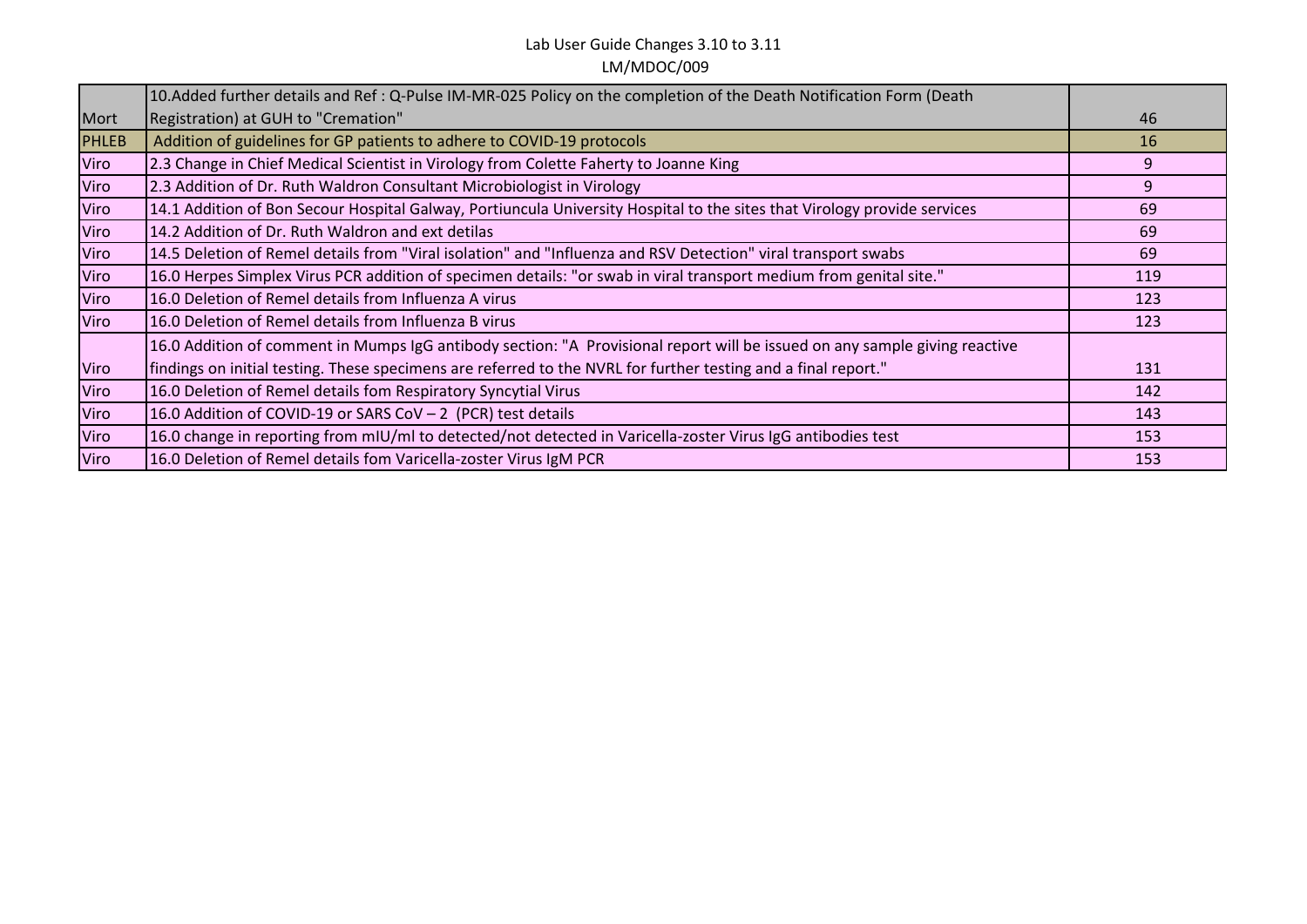Lab User Guide Changes 3.10 to 3.11

LM/MDOC/009

| | | |
|---|---|---|
| Mort | 10.Added further details and Ref : Q-Pulse IM-MR-025 Policy on the completion of the Death Notification Form (Death Registration) at GUH to "Cremation" | 46 |
| PHLEB | Addition of guidelines for GP patients to adhere to COVID-19 protocols | 16 |
| Viro | 2.3 Change in Chief Medical Scientist in Virology from Colette Faherty to Joanne King | 9 |
| Viro | 2.3 Addition of Dr. Ruth Waldron Consultant Microbiologist in Virology | 9 |
| Viro | 14.1 Addition of Bon Secour Hospital Galway, Portiuncula University Hospital to the sites that Virology provide services | 69 |
| Viro | 14.2 Addition of Dr. Ruth Waldron and ext detilas | 69 |
| Viro | 14.5 Deletion of Remel details from "Viral isolation" and "Influenza and RSV Detection" viral transport swabs | 69 |
| Viro | 16.0 Herpes Simplex Virus PCR addition of specimen details: "or swab in viral transport medium from genital site." | 119 |
| Viro | 16.0 Deletion of Remel details from Influenza A virus | 123 |
| Viro | 16.0 Deletion of Remel details from Influenza B virus | 123 |
| Viro | 16.0 Addition of comment in Mumps IgG antibody section: "A Provisional report will be issued on any sample giving reactive findings on initial testing. These specimens are referred to the NVRL for further testing and a final report." | 131 |
| Viro | 16.0 Deletion of Remel details fom Respiratory Syncytial Virus | 142 |
| Viro | 16.0 Addition of COVID-19 or SARS CoV – 2 (PCR) test details | 143 |
| Viro | 16.0 change in reporting from mIU/ml to detected/not detected in Varicella-zoster Virus IgG antibodies test | 153 |
| Viro | 16.0 Deletion of Remel details fom Varicella-zoster Virus IgM PCR | 153 |